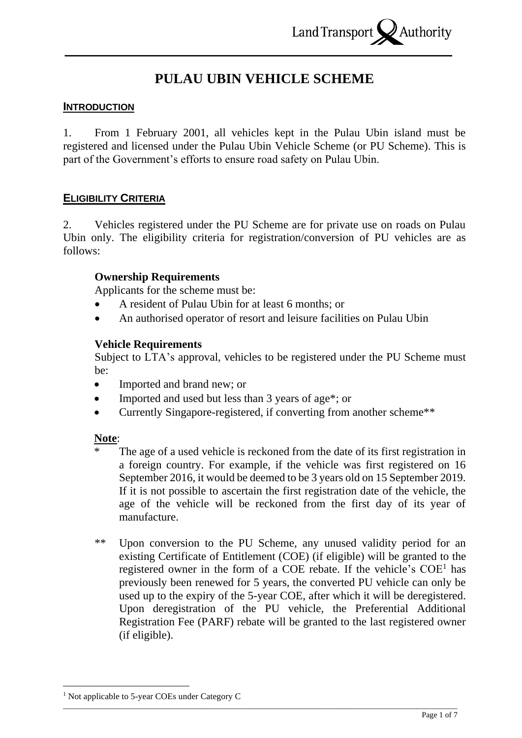# PULAU UBIN VEHICLE SCHEME

## INTRODUCTION

1. From 1 February 2001, all vehicles kept in the Pulau Ubin island must be registered and licensed under the Pulau Ubin Vehicle Scheme (or PU Scheme). This is part of the Government's efforts to ensure road safety on Pulau Ubin.

## ELIGIBILITY CRITERIA

2. Vehicles registered under the PU Scheme are for private use on roads on Pulau Ubin only. The eligibility criteria for registration/conversion of PU vehicles are as follows:

**Ownership Requirements**

Applicants for the scheme must be:

- A resident of Pulau Ubin for at least 6 months; or
- An authorised operator of resort and leisure facilities on Pulau Ubin

**Vehicle Requirements**

Subject to LTA's approval, vehicles to be registered under the PU Scheme must be:

- Imported and brand new; or
- Imported and used but less than 3 years of age*; or
- Currently Singapore-registered, if converting from another scheme**

**Note**:

\* The age of a used vehicle is reckoned from the date of its first registration in a foreign country. For example, if the vehicle was first registered on 16 September 2016, it would be deemed to be 3 years old on 15 September 2019. If it is not possible to ascertain the first registration date of the vehicle, the age of the vehicle will be reckoned from the first day of its year of manufacture.

** Upon conversion to the PU Scheme, any unused validity period for an existing Certificate of Entitlement (COE) (if eligible) will be granted to the registered owner in the form of a COE rebate. If the vehicle's COE[1] has previously been renewed for 5 years, the converted PU vehicle can only be used up to the expiry of the 5-year COE, after which it will be deregistered. Upon deregistration of the PU vehicle, the Preferential Additional Registration Fee (PARF) rebate will be granted to the last registered owner (if eligible).

---

[1] Not applicable to 5-year COEs under Category C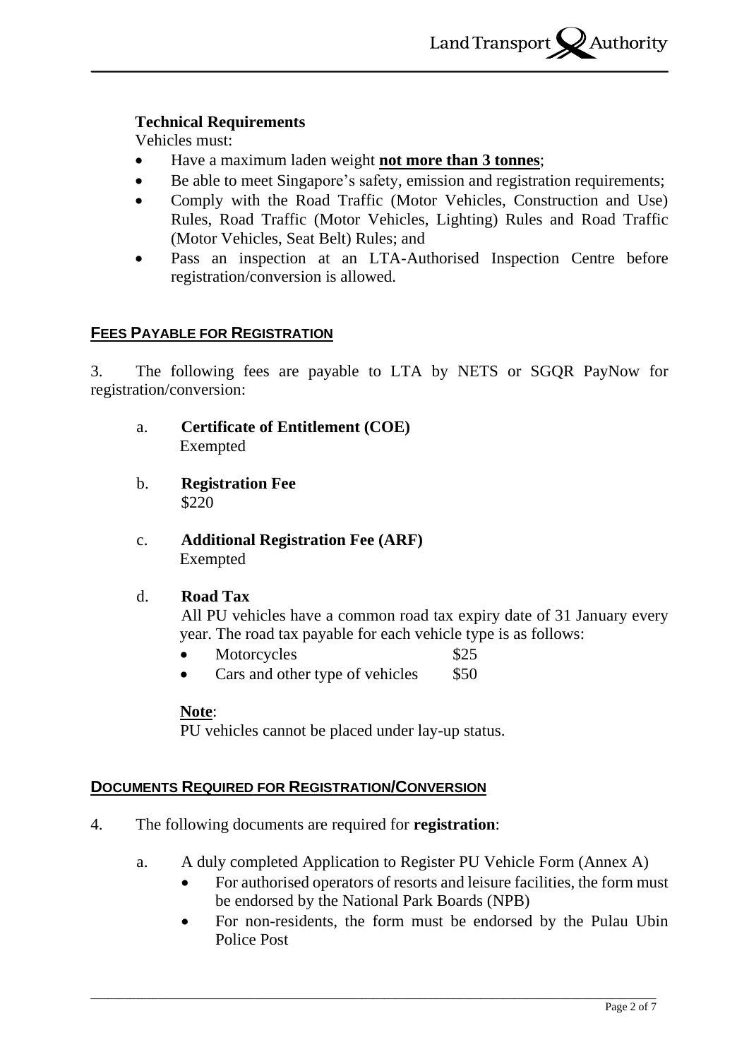**Technical Requirements**

Vehicles must:

- Have a maximum laden weight **not more than 3 tonnes**;
- Be able to meet Singapore's safety, emission and registration requirements;
- Comply with the Road Traffic (Motor Vehicles, Construction and Use) Rules, Road Traffic (Motor Vehicles, Lighting) Rules and Road Traffic (Motor Vehicles, Seat Belt) Rules; and
- Pass an inspection at an LTA-Authorised Inspection Centre before registration/conversion is allowed.

## FEES PAYABLE FOR REGISTRATION

3. The following fees are payable to LTA by NETS or SGQR PayNow for registration/conversion:

a. **Certificate of Entitlement (COE)**
Exempted

b. **Registration Fee**
$220

c. **Additional Registration Fee (ARF)**
Exempted

d. **Road Tax**
All PU vehicles have a common road tax expiry date of 31 January every year. The road tax payable for each vehicle type is as follows:

- Motorcycles $25
- Cars and other type of vehicles $50

**Note**:
PU vehicles cannot be placed under lay-up status.

## DOCUMENTS REQUIRED FOR REGISTRATION/CONVERSION

4. The following documents are required for **registration**:

a. A duly completed Application to Register PU Vehicle Form (Annex A)
- For authorised operators of resorts and leisure facilities, the form must be endorsed by the National Park Boards (NPB)
- For non-residents, the form must be endorsed by the Pulau Ubin Police Post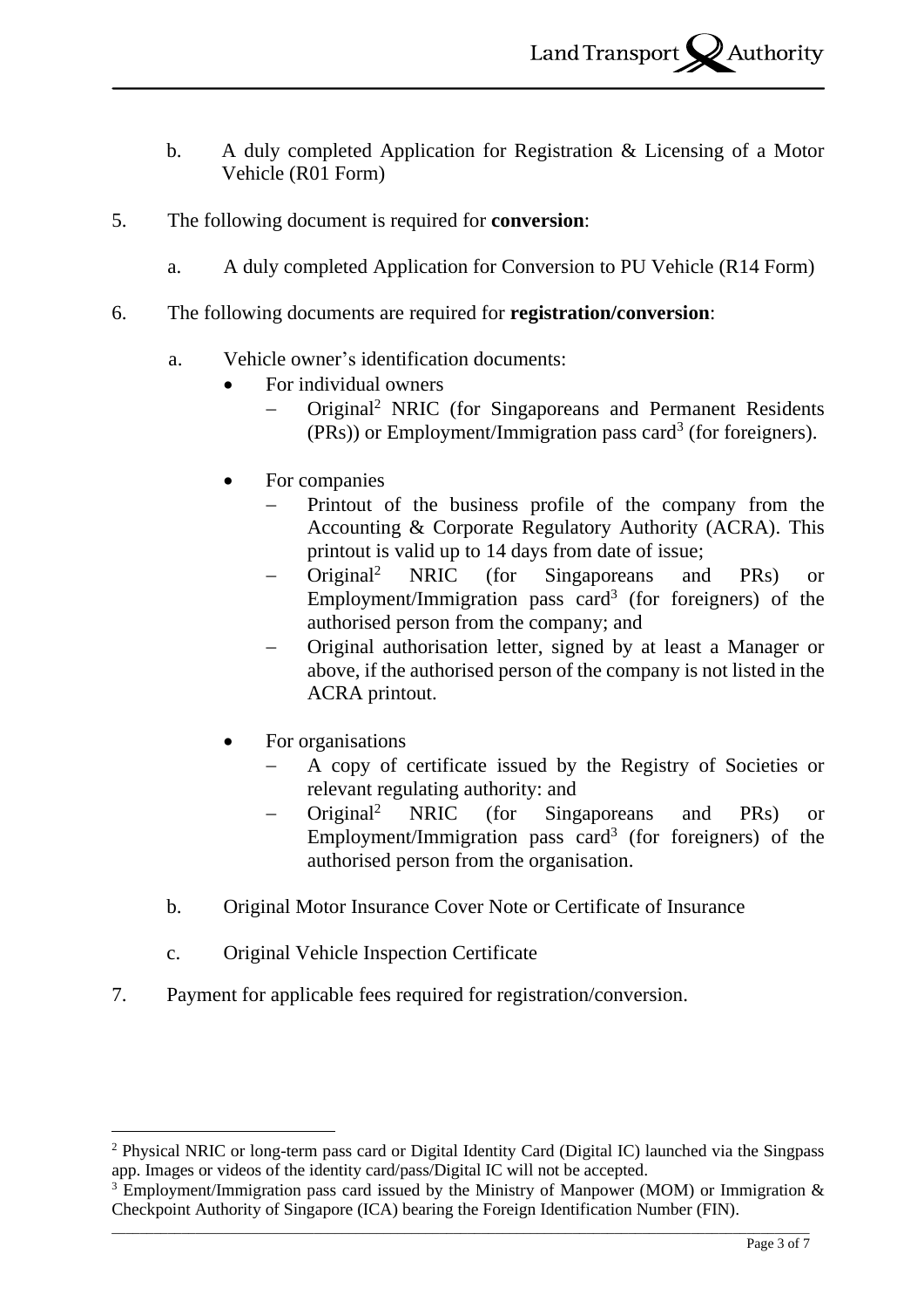b. A duly completed Application for Registration & Licensing of a Motor Vehicle (R01 Form)

5. The following document is required for **conversion**:

   a. A duly completed Application for Conversion to PU Vehicle (R14 Form)

6. The following documents are required for **registration/conversion**:

   a. Vehicle owner's identification documents:
      - For individual owners
        - Original[2] NRIC (for Singaporeans and Permanent Residents (PRs)) or Employment/Immigration pass card[3] (for foreigners).
      - For companies
        - Printout of the business profile of the company from the Accounting & Corporate Regulatory Authority (ACRA). This printout is valid up to 14 days from date of issue;
        - Original[2] NRIC (for Singaporeans and PRs) or Employment/Immigration pass card[3] (for foreigners) of the authorised person from the company; and
        - Original authorisation letter, signed by at least a Manager or above, if the authorised person of the company is not listed in the ACRA printout.
      - For organisations
        - A copy of certificate issued by the Registry of Societies or relevant regulating authority: and
        - Original[2] NRIC (for Singaporeans and PRs) or Employment/Immigration pass card[3] (for foreigners) of the authorised person from the organisation.

   b. Original Motor Insurance Cover Note or Certificate of Insurance

   c. Original Vehicle Inspection Certificate

7. Payment for applicable fees required for registration/conversion.

---

[2] Physical NRIC or long-term pass card or Digital Identity Card (Digital IC) launched via the Singpass app. Images or videos of the identity card/pass/Digital IC will not be accepted.

[3] Employment/Immigration pass card issued by the Ministry of Manpower (MOM) or Immigration & Checkpoint Authority of Singapore (ICA) bearing the Foreign Identification Number (FIN).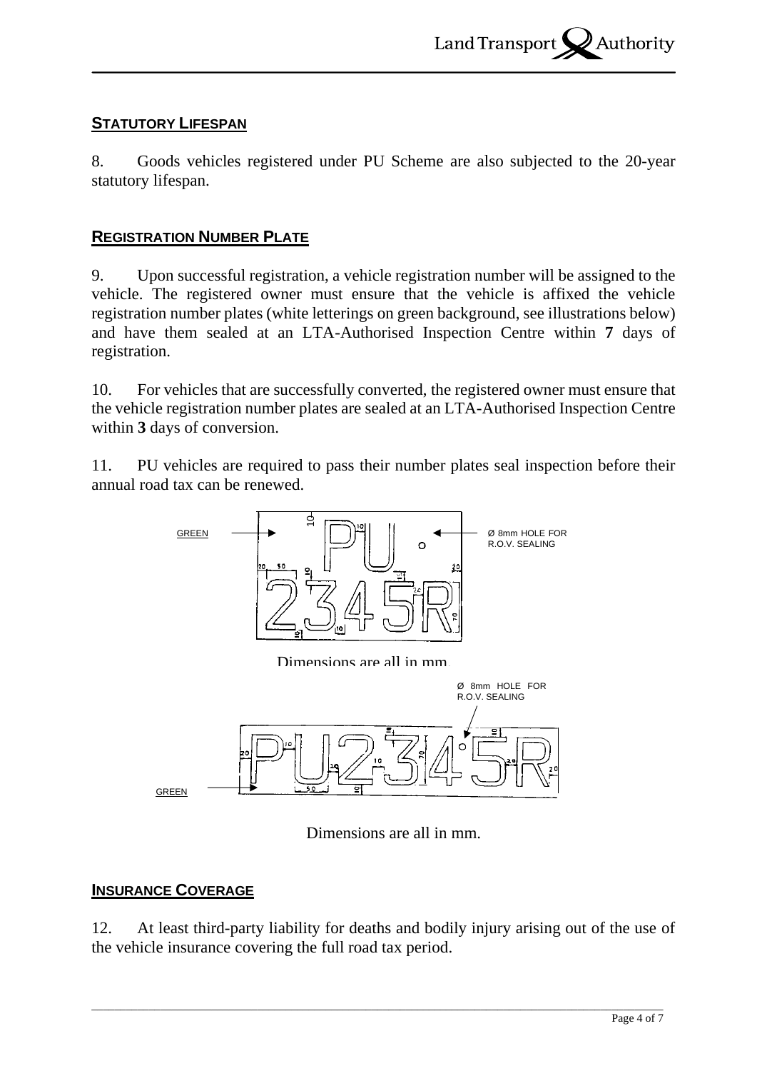## STATUTORY LIFESPAN

8. Goods vehicles registered under PU Scheme are also subjected to the 20-year statutory lifespan.

## REGISTRATION NUMBER PLATE

9. Upon successful registration, a vehicle registration number will be assigned to the vehicle. The registered owner must ensure that the vehicle is affixed the vehicle registration number plates (white letterings on green background, see illustrations below) and have them sealed at an LTA-Authorised Inspection Centre within **7** days of registration.

10. For vehicles that are successfully converted, the registered owner must ensure that the vehicle registration number plates are sealed at an LTA-Authorised Inspection Centre within **3** days of conversion.

11. PU vehicles are required to pass their number plates seal inspection before their annual road tax can be renewed.

GREEN

Ø 8mm HOLE FOR R.O.V. SEALING

PU
2345R

Dimensions are all in mm.

Ø 8mm HOLE FOR R.O.V. SEALING

PU2345R

GREEN

Dimensions are all in mm.

## INSURANCE COVERAGE

12. At least third-party liability for deaths and bodily injury arising out of the use of the vehicle insurance covering the full road tax period.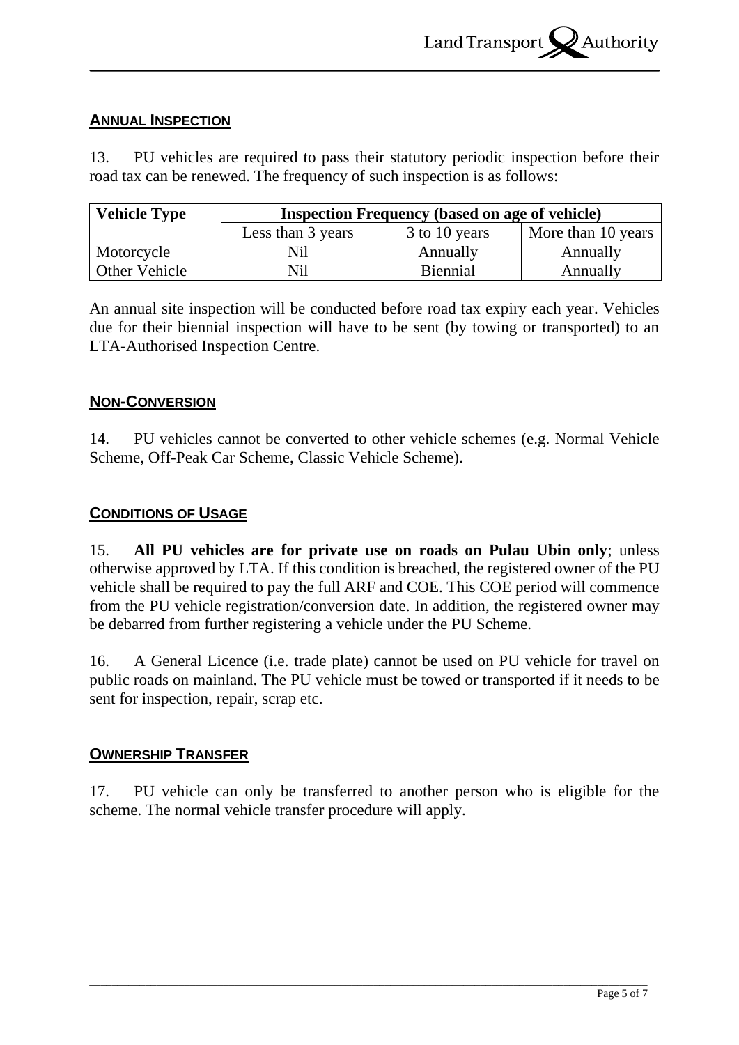## ANNUAL INSPECTION

13. PU vehicles are required to pass their statutory periodic inspection before their road tax can be renewed. The frequency of such inspection is as follows:

| Vehicle Type | Inspection Frequency (based on age of vehicle) | | |
|---|---|---|---|
| | Less than 3 years | 3 to 10 years | More than 10 years |
| Motorcycle | Nil | Annually | Annually |
| Other Vehicle | Nil | Biennial | Annually |

An annual site inspection will be conducted before road tax expiry each year. Vehicles due for their biennial inspection will have to be sent (by towing or transported) to an LTA-Authorised Inspection Centre.

## NON-CONVERSION

14. PU vehicles cannot be converted to other vehicle schemes (e.g. Normal Vehicle Scheme, Off-Peak Car Scheme, Classic Vehicle Scheme).

## CONDITIONS OF USAGE

15. **All PU vehicles are for private use on roads on Pulau Ubin only**; unless otherwise approved by LTA. If this condition is breached, the registered owner of the PU vehicle shall be required to pay the full ARF and COE. This COE period will commence from the PU vehicle registration/conversion date. In addition, the registered owner may be debarred from further registering a vehicle under the PU Scheme.

16. A General Licence (i.e. trade plate) cannot be used on PU vehicle for travel on public roads on mainland. The PU vehicle must be towed or transported if it needs to be sent for inspection, repair, scrap etc.

## OWNERSHIP TRANSFER

17. PU vehicle can only be transferred to another person who is eligible for the scheme. The normal vehicle transfer procedure will apply.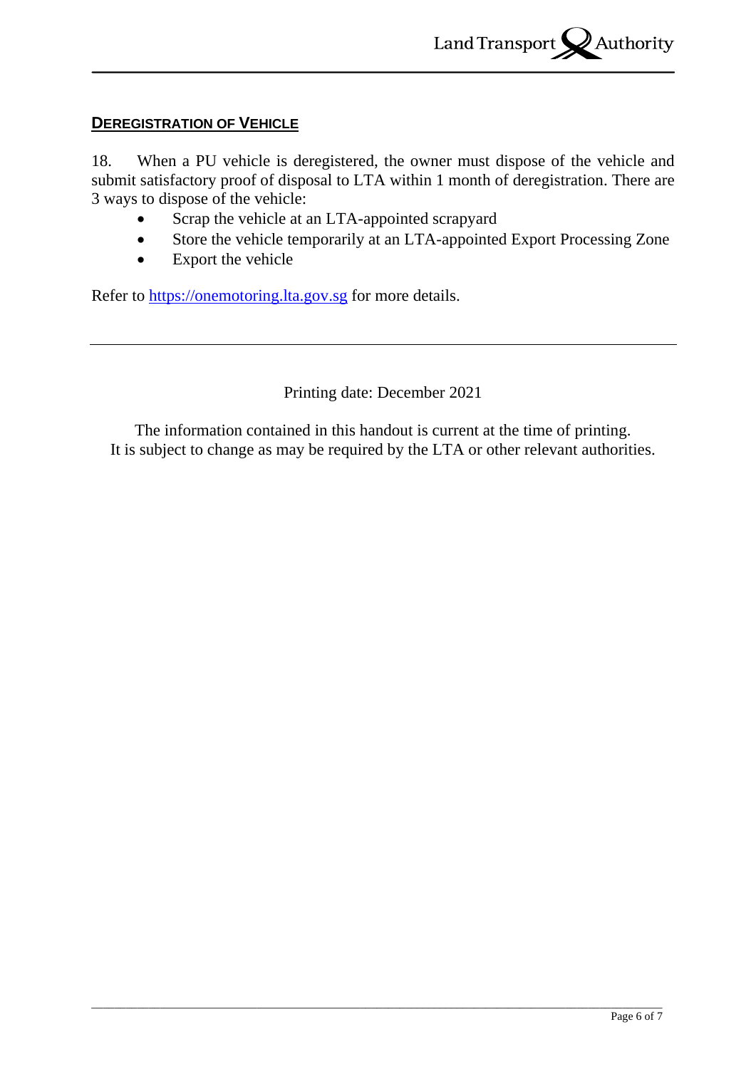## DEREGISTRATION OF VEHICLE

18. When a PU vehicle is deregistered, the owner must dispose of the vehicle and submit satisfactory proof of disposal to LTA within 1 month of deregistration. There are 3 ways to dispose of the vehicle:

- Scrap the vehicle at an LTA-appointed scrapyard
- Store the vehicle temporarily at an LTA-appointed Export Processing Zone
- Export the vehicle

Refer to https://onemotoring.lta.gov.sg for more details.

---

Printing date: December 2021

The information contained in this handout is current at the time of printing.
It is subject to change as may be required by the LTA or other relevant authorities.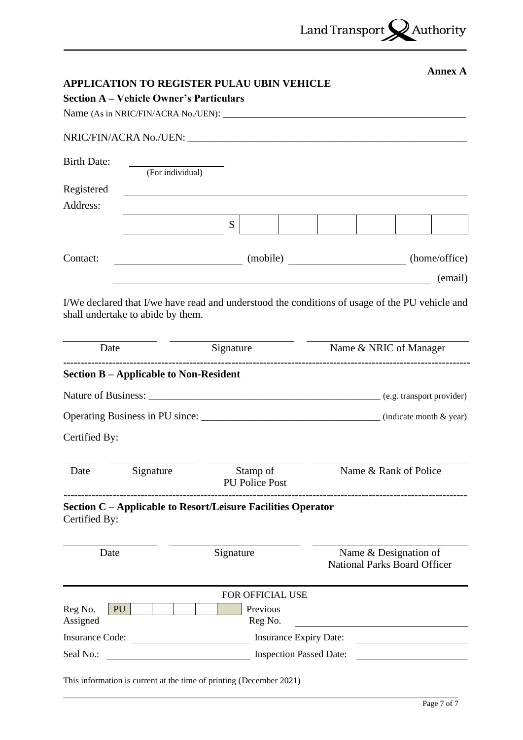**Annex A**

## APPLICATION TO REGISTER PULAU UBIN VEHICLE

### Section A – Vehicle Owner's Particulars

Name (As in NRIC/FIN/ACRA No./UEN): ________________________________________________

NRIC/FIN/ACRA No./UEN: ________________________________________________

Birth Date: ____________________
(For individual)

Registered Address: ________________________________________________

________________________________________________

____________________ S | | | | | | |

Contact: ____________________ (mobile) ____________________ (home/office)

________________________________________________ (email)

I/We declared that I/we have read and understood the conditions of usage of the PU vehicle and shall undertake to abide by them.

| Date | Signature | Name & NRIC of Manager |
|---|---|---|

---

### Section B – Applicable to Non-Resident

Nature of Business: ________________________________________________ (e.g. transport provider)

Operating Business in PU since: ____________________________________ (indicate month & year)

Certified By:

| Date | Signature | Stamp of PU Police Post | Name & Rank of Police |
|---|---|---|---|

---

### Section C – Applicable to Resort/Leisure Facilities Operator

Certified By:

| Date | Signature | Name & Designation of National Parks Board Officer |
|---|---|---|

---

FOR OFFICIAL USE

Reg No. Assigned: PU | | | | | | |     Previous Reg No. ____________________

Insurance Code: ____________________     Insurance Expiry Date: ____________________

Seal No.: ____________________     Inspection Passed Date: ____________________

This information is current at the time of printing (December 2021)